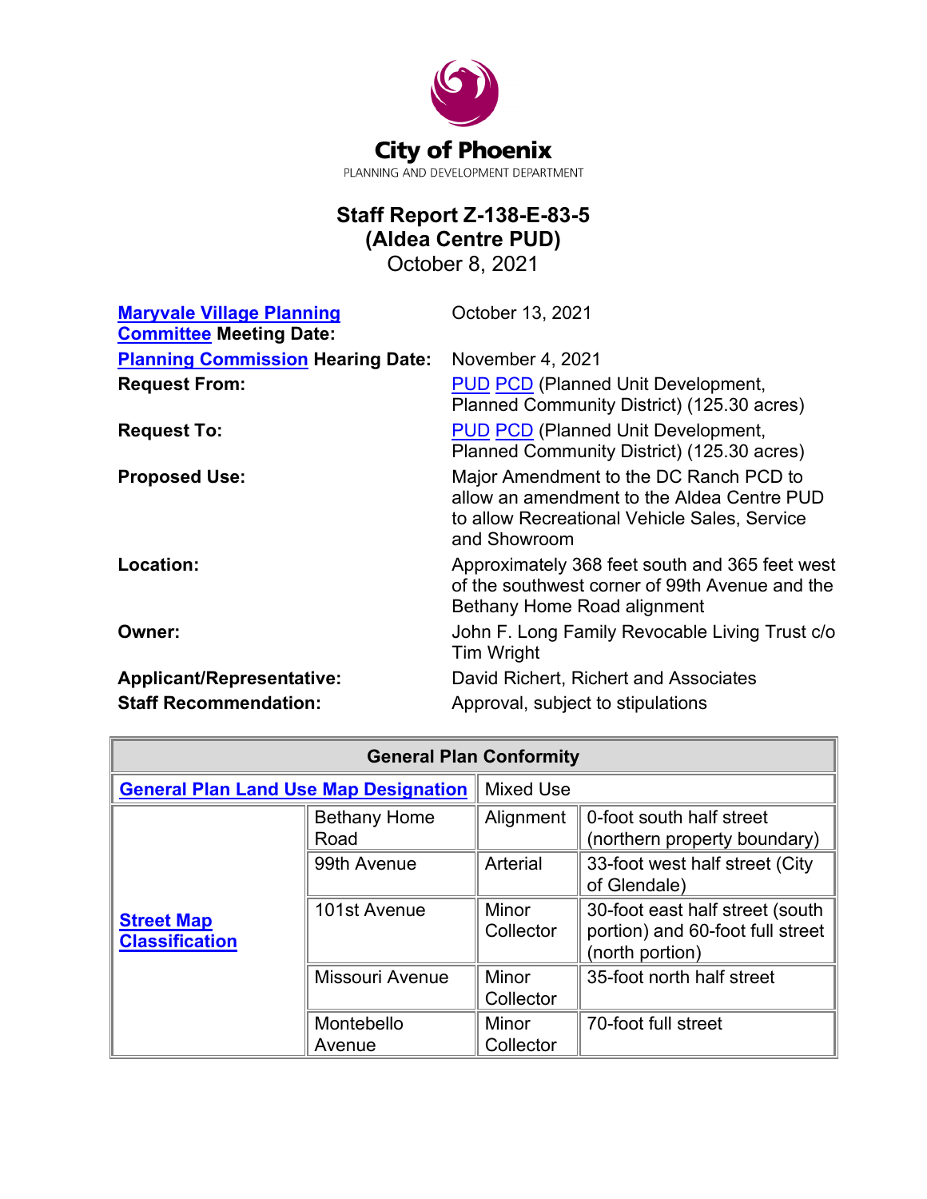City of Phoenix
PLANNING AND DEVELOPMENT DEPARTMENT

# Staff Report Z-138-E-83-5
# (Aldea Centre PUD)

October 8, 2021

| | |
|---|---|
| **Maryvale Village Planning Committee Meeting Date:** | October 13, 2021 |
| **Planning Commission Hearing Date:** | November 4, 2021 |
| **Request From:** | PUD PCD (Planned Unit Development, Planned Community District) (125.30 acres) |
| **Request To:** | PUD PCD (Planned Unit Development, Planned Community District) (125.30 acres) |
| **Proposed Use:** | Major Amendment to the DC Ranch PCD to allow an amendment to the Aldea Centre PUD to allow Recreational Vehicle Sales, Service and Showroom |
| **Location:** | Approximately 368 feet south and 365 feet west of the southwest corner of 99th Avenue and the Bethany Home Road alignment |
| **Owner:** | John F. Long Family Revocable Living Trust c/o Tim Wright |
| **Applicant/Representative:** | David Richert, Richert and Associates |
| **Staff Recommendation:** | Approval, subject to stipulations |

| General Plan Conformity | | | |
|---|---|---|---|
| **General Plan Land Use Map Designation** | | Mixed Use | |
| **Street Map Classification** | Bethany Home Road | Alignment | 0-foot south half street (northern property boundary) |
| | 99th Avenue | Arterial | 33-foot west half street (City of Glendale) |
| | 101st Avenue | Minor Collector | 30-foot east half street (south portion) and 60-foot full street (north portion) |
| | Missouri Avenue | Minor Collector | 35-foot north half street |
| | Montebello Avenue | Minor Collector | 70-foot full street |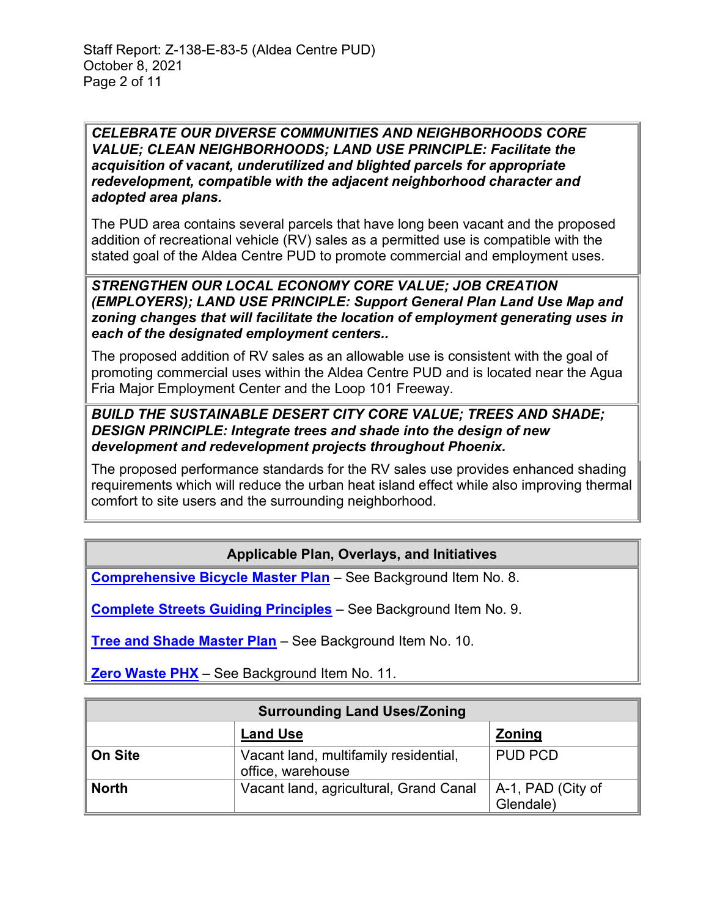***CELEBRATE OUR DIVERSE COMMUNITIES AND NEIGHBORHOODS CORE VALUE; CLEAN NEIGHBORHOODS; LAND USE PRINCIPLE: Facilitate the acquisition of vacant, underutilized and blighted parcels for appropriate redevelopment, compatible with the adjacent neighborhood character and adopted area plans.***

The PUD area contains several parcels that have long been vacant and the proposed addition of recreational vehicle (RV) sales as a permitted use is compatible with the stated goal of the Aldea Centre PUD to promote commercial and employment uses.

***STRENGTHEN OUR LOCAL ECONOMY CORE VALUE; JOB CREATION (EMPLOYERS); LAND USE PRINCIPLE: Support General Plan Land Use Map and zoning changes that will facilitate the location of employment generating uses in each of the designated employment centers..***

The proposed addition of RV sales as an allowable use is consistent with the goal of promoting commercial uses within the Aldea Centre PUD and is located near the Agua Fria Major Employment Center and the Loop 101 Freeway.

***BUILD THE SUSTAINABLE DESERT CITY CORE VALUE; TREES AND SHADE; DESIGN PRINCIPLE: Integrate trees and shade into the design of new development and redevelopment projects throughout Phoenix.***

The proposed performance standards for the RV sales use provides enhanced shading requirements which will reduce the urban heat island effect while also improving thermal comfort to site users and the surrounding neighborhood.

| Applicable Plan, Overlays, and Initiatives |
|---|
| Comprehensive Bicycle Master Plan – See Background Item No. 8. |
| Complete Streets Guiding Principles – See Background Item No. 9. |
| Tree and Shade Master Plan – See Background Item No. 10. |
| Zero Waste PHX – See Background Item No. 11. |

| Surrounding Land Uses/Zoning | | |
|---|---|---|
| | **Land Use** | **Zoning** |
| **On Site** | Vacant land, multifamily residential, office, warehouse | PUD PCD |
| **North** | Vacant land, agricultural, Grand Canal | A-1, PAD (City of Glendale) |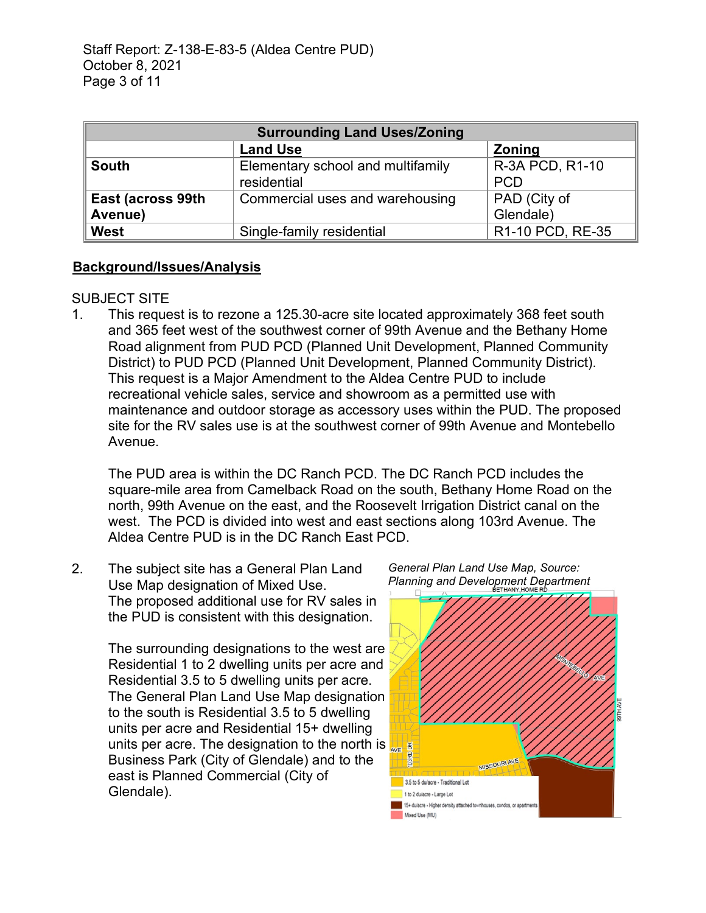| Surrounding Land Uses/Zoning | | |
| --- | --- | --- |
| | **Land Use** | **Zoning** |
| **South** | Elementary school and multifamily residential | R-3A PCD, R1-10 PCD |
| **East (across 99th Avenue)** | Commercial uses and warehousing | PAD (City of Glendale) |
| **West** | Single-family residential | R1-10 PCD, RE-35 |

## Background/Issues/Analysis

SUBJECT SITE

1. This request is to rezone a 125.30-acre site located approximately 368 feet south and 365 feet west of the southwest corner of 99th Avenue and the Bethany Home Road alignment from PUD PCD (Planned Unit Development, Planned Community District) to PUD PCD (Planned Unit Development, Planned Community District). This request is a Major Amendment to the Aldea Centre PUD to include recreational vehicle sales, service and showroom as a permitted use with maintenance and outdoor storage as accessory uses within the PUD. The proposed site for the RV sales use is at the southwest corner of 99th Avenue and Montebello Avenue.

   The PUD area is within the DC Ranch PCD. The DC Ranch PCD includes the square-mile area from Camelback Road on the south, Bethany Home Road on the north, 99th Avenue on the east, and the Roosevelt Irrigation District canal on the west. The PCD is divided into west and east sections along 103rd Avenue. The Aldea Centre PUD is in the DC Ranch East PCD.

2. The subject site has a General Plan Land Use Map designation of Mixed Use. The proposed additional use for RV sales in the PUD is consistent with this designation.

   The surrounding designations to the west are Residential 1 to 2 dwelling units per acre and Residential 3.5 to 5 dwelling units per acre. The General Plan Land Use Map designation to the south is Residential 3.5 to 5 dwelling units per acre and Residential 15+ dwelling units per acre. The designation to the north is Business Park (City of Glendale) and to the east is Planned Commercial (City of Glendale).

*General Plan Land Use Map, Source: Planning and Development Department*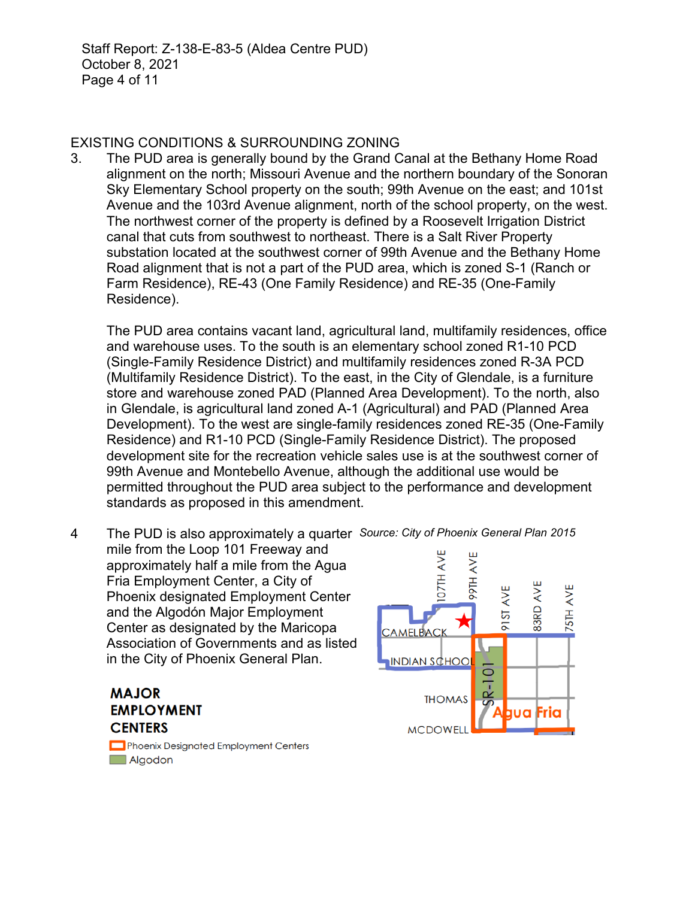## EXISTING CONDITIONS & SURROUNDING ZONING

3. The PUD area is generally bound by the Grand Canal at the Bethany Home Road alignment on the north; Missouri Avenue and the northern boundary of the Sonoran Sky Elementary School property on the south; 99th Avenue on the east; and 101st Avenue and the 103rd Avenue alignment, north of the school property, on the west. The northwest corner of the property is defined by a Roosevelt Irrigation District canal that cuts from southwest to northeast. There is a Salt River Property substation located at the southwest corner of 99th Avenue and the Bethany Home Road alignment that is not a part of the PUD area, which is zoned S-1 (Ranch or Farm Residence), RE-43 (One Family Residence) and RE-35 (One-Family Residence).

   The PUD area contains vacant land, agricultural land, multifamily residences, office and warehouse uses. To the south is an elementary school zoned R1-10 PCD (Single-Family Residence District) and multifamily residences zoned R-3A PCD (Multifamily Residence District). To the east, in the City of Glendale, is a furniture store and warehouse zoned PAD (Planned Area Development). To the north, also in Glendale, is agricultural land zoned A-1 (Agricultural) and PAD (Planned Area Development). To the west are single-family residences zoned RE-35 (One-Family Residence) and R1-10 PCD (Single-Family Residence District). The proposed development site for the recreation vehicle sales use is at the southwest corner of 99th Avenue and Montebello Avenue, although the additional use would be permitted throughout the PUD area subject to the performance and development standards as proposed in this amendment.

4. The PUD is also approximately a quarter mile from the Loop 101 Freeway and approximately half a mile from the Agua Fria Employment Center, a City of Phoenix designated Employment Center and the Algodón Major Employment Center as designated by the Maricopa Association of Governments and as listed in the City of Phoenix General Plan.

*Source: City of Phoenix General Plan 2015*

**MAJOR EMPLOYMENT CENTERS**

Phoenix Designated Employment Centers

Algodon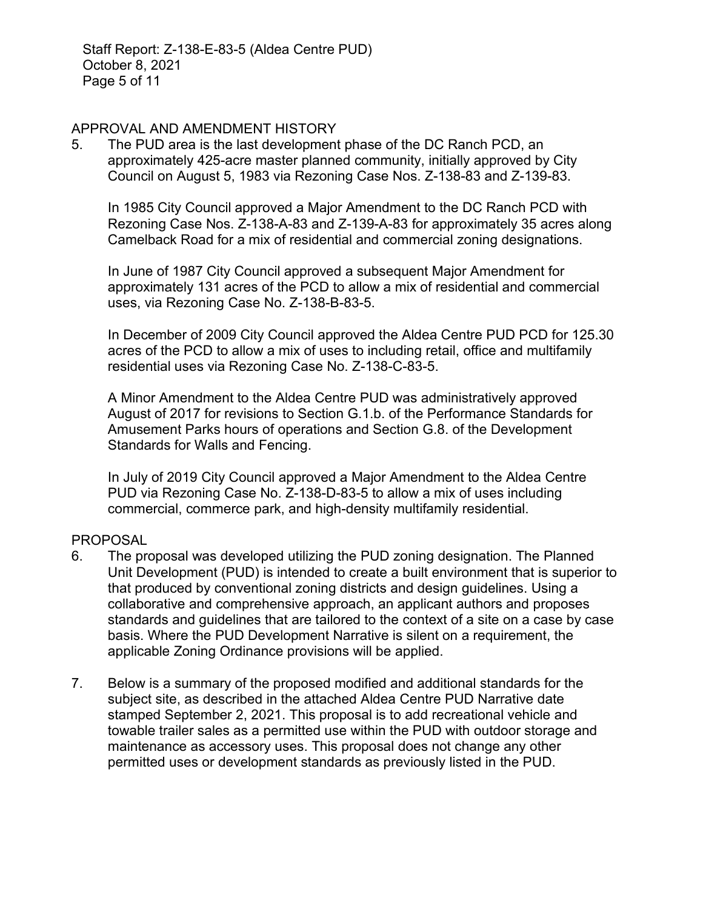## APPROVAL AND AMENDMENT HISTORY

5. The PUD area is the last development phase of the DC Ranch PCD, an approximately 425-acre master planned community, initially approved by City Council on August 5, 1983 via Rezoning Case Nos. Z-138-83 and Z-139-83.

   In 1985 City Council approved a Major Amendment to the DC Ranch PCD with Rezoning Case Nos. Z-138-A-83 and Z-139-A-83 for approximately 35 acres along Camelback Road for a mix of residential and commercial zoning designations.

   In June of 1987 City Council approved a subsequent Major Amendment for approximately 131 acres of the PCD to allow a mix of residential and commercial uses, via Rezoning Case No. Z-138-B-83-5.

   In December of 2009 City Council approved the Aldea Centre PUD PCD for 125.30 acres of the PCD to allow a mix of uses to including retail, office and multifamily residential uses via Rezoning Case No. Z-138-C-83-5.

   A Minor Amendment to the Aldea Centre PUD was administratively approved August of 2017 for revisions to Section G.1.b. of the Performance Standards for Amusement Parks hours of operations and Section G.8. of the Development Standards for Walls and Fencing.

   In July of 2019 City Council approved a Major Amendment to the Aldea Centre PUD via Rezoning Case No. Z-138-D-83-5 to allow a mix of uses including commercial, commerce park, and high-density multifamily residential.

## PROPOSAL

6. The proposal was developed utilizing the PUD zoning designation. The Planned Unit Development (PUD) is intended to create a built environment that is superior to that produced by conventional zoning districts and design guidelines. Using a collaborative and comprehensive approach, an applicant authors and proposes standards and guidelines that are tailored to the context of a site on a case by case basis. Where the PUD Development Narrative is silent on a requirement, the applicable Zoning Ordinance provisions will be applied.

7. Below is a summary of the proposed modified and additional standards for the subject site, as described in the attached Aldea Centre PUD Narrative date stamped September 2, 2021. This proposal is to add recreational vehicle and towable trailer sales as a permitted use within the PUD with outdoor storage and maintenance as accessory uses. This proposal does not change any other permitted uses or development standards as previously listed in the PUD.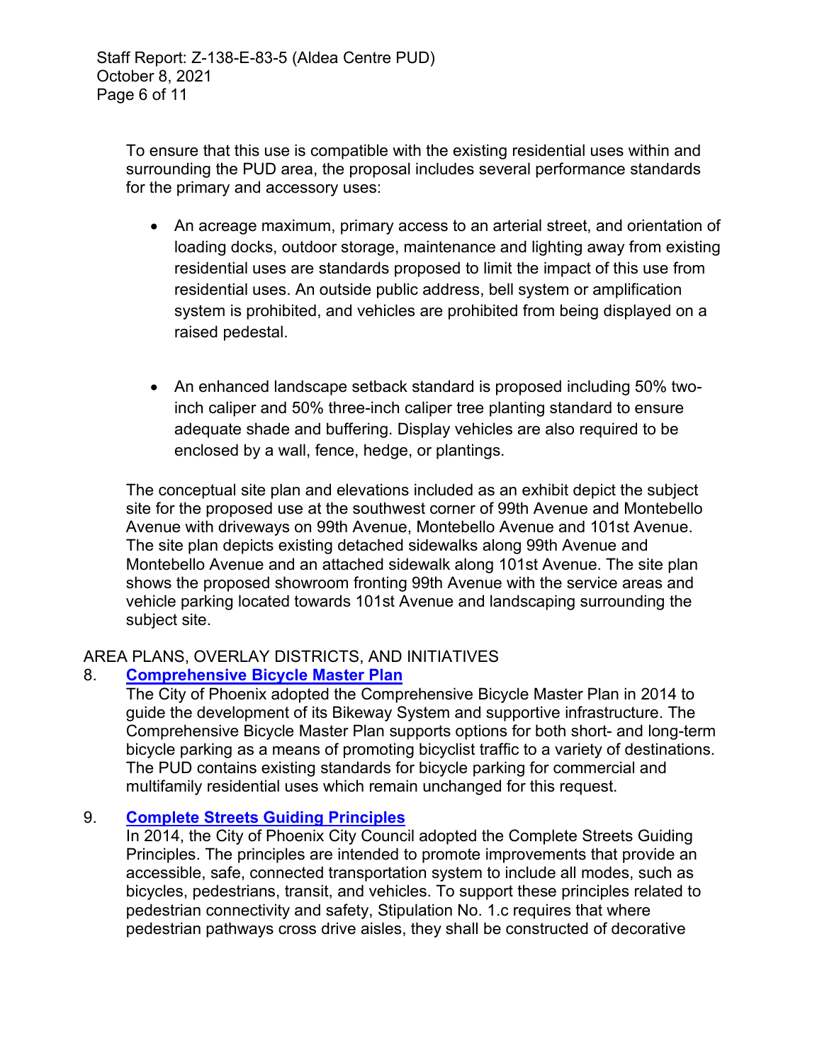To ensure that this use is compatible with the existing residential uses within and surrounding the PUD area, the proposal includes several performance standards for the primary and accessory uses:

- An acreage maximum, primary access to an arterial street, and orientation of loading docks, outdoor storage, maintenance and lighting away from existing residential uses are standards proposed to limit the impact of this use from residential uses. An outside public address, bell system or amplification system is prohibited, and vehicles are prohibited from being displayed on a raised pedestal.

- An enhanced landscape setback standard is proposed including 50% two-inch caliper and 50% three-inch caliper tree planting standard to ensure adequate shade and buffering. Display vehicles are also required to be enclosed by a wall, fence, hedge, or plantings.

The conceptual site plan and elevations included as an exhibit depict the subject site for the proposed use at the southwest corner of 99th Avenue and Montebello Avenue with driveways on 99th Avenue, Montebello Avenue and 101st Avenue. The site plan depicts existing detached sidewalks along 99th Avenue and Montebello Avenue and an attached sidewalk along 101st Avenue. The site plan shows the proposed showroom fronting 99th Avenue with the service areas and vehicle parking located towards 101st Avenue and landscaping surrounding the subject site.

## AREA PLANS, OVERLAY DISTRICTS, AND INITIATIVES

8. **Comprehensive Bicycle Master Plan**

   The City of Phoenix adopted the Comprehensive Bicycle Master Plan in 2014 to guide the development of its Bikeway System and supportive infrastructure. The Comprehensive Bicycle Master Plan supports options for both short- and long-term bicycle parking as a means of promoting bicyclist traffic to a variety of destinations. The PUD contains existing standards for bicycle parking for commercial and multifamily residential uses which remain unchanged for this request.

9. **Complete Streets Guiding Principles**

   In 2014, the City of Phoenix City Council adopted the Complete Streets Guiding Principles. The principles are intended to promote improvements that provide an accessible, safe, connected transportation system to include all modes, such as bicycles, pedestrians, transit, and vehicles. To support these principles related to pedestrian connectivity and safety, Stipulation No. 1.c requires that where pedestrian pathways cross drive aisles, they shall be constructed of decorative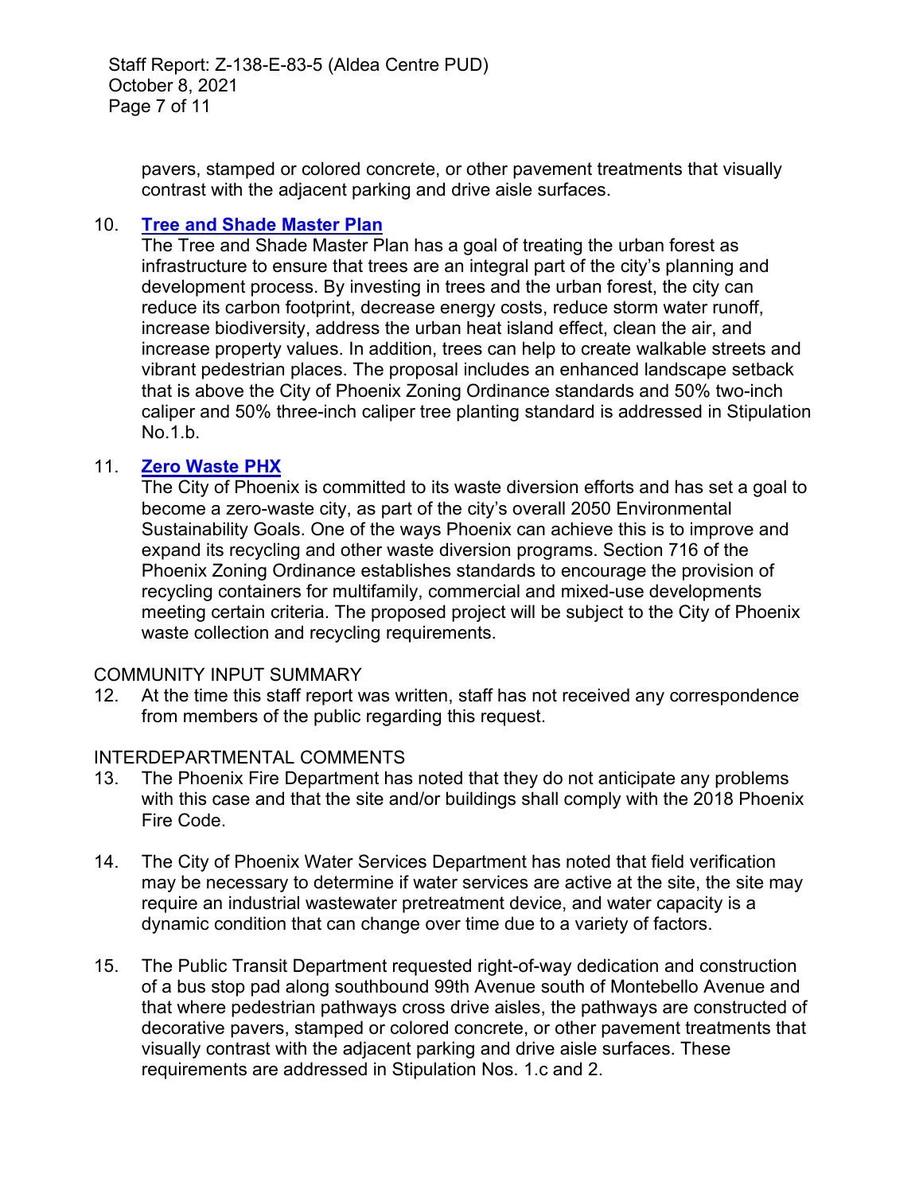pavers, stamped or colored concrete, or other pavement treatments that visually contrast with the adjacent parking and drive aisle surfaces.

10. **Tree and Shade Master Plan**
The Tree and Shade Master Plan has a goal of treating the urban forest as infrastructure to ensure that trees are an integral part of the city's planning and development process. By investing in trees and the urban forest, the city can reduce its carbon footprint, decrease energy costs, reduce storm water runoff, increase biodiversity, address the urban heat island effect, clean the air, and increase property values. In addition, trees can help to create walkable streets and vibrant pedestrian places. The proposal includes an enhanced landscape setback that is above the City of Phoenix Zoning Ordinance standards and 50% two-inch caliper and 50% three-inch caliper tree planting standard is addressed in Stipulation No.1.b.

11. **Zero Waste PHX**
The City of Phoenix is committed to its waste diversion efforts and has set a goal to become a zero-waste city, as part of the city's overall 2050 Environmental Sustainability Goals. One of the ways Phoenix can achieve this is to improve and expand its recycling and other waste diversion programs. Section 716 of the Phoenix Zoning Ordinance establishes standards to encourage the provision of recycling containers for multifamily, commercial and mixed-use developments meeting certain criteria. The proposed project will be subject to the City of Phoenix waste collection and recycling requirements.

COMMUNITY INPUT SUMMARY

12. At the time this staff report was written, staff has not received any correspondence from members of the public regarding this request.

INTERDEPARTMENTAL COMMENTS

13. The Phoenix Fire Department has noted that they do not anticipate any problems with this case and that the site and/or buildings shall comply with the 2018 Phoenix Fire Code.

14. The City of Phoenix Water Services Department has noted that field verification may be necessary to determine if water services are active at the site, the site may require an industrial wastewater pretreatment device, and water capacity is a dynamic condition that can change over time due to a variety of factors.

15. The Public Transit Department requested right-of-way dedication and construction of a bus stop pad along southbound 99th Avenue south of Montebello Avenue and that where pedestrian pathways cross drive aisles, the pathways are constructed of decorative pavers, stamped or colored concrete, or other pavement treatments that visually contrast with the adjacent parking and drive aisle surfaces. These requirements are addressed in Stipulation Nos. 1.c and 2.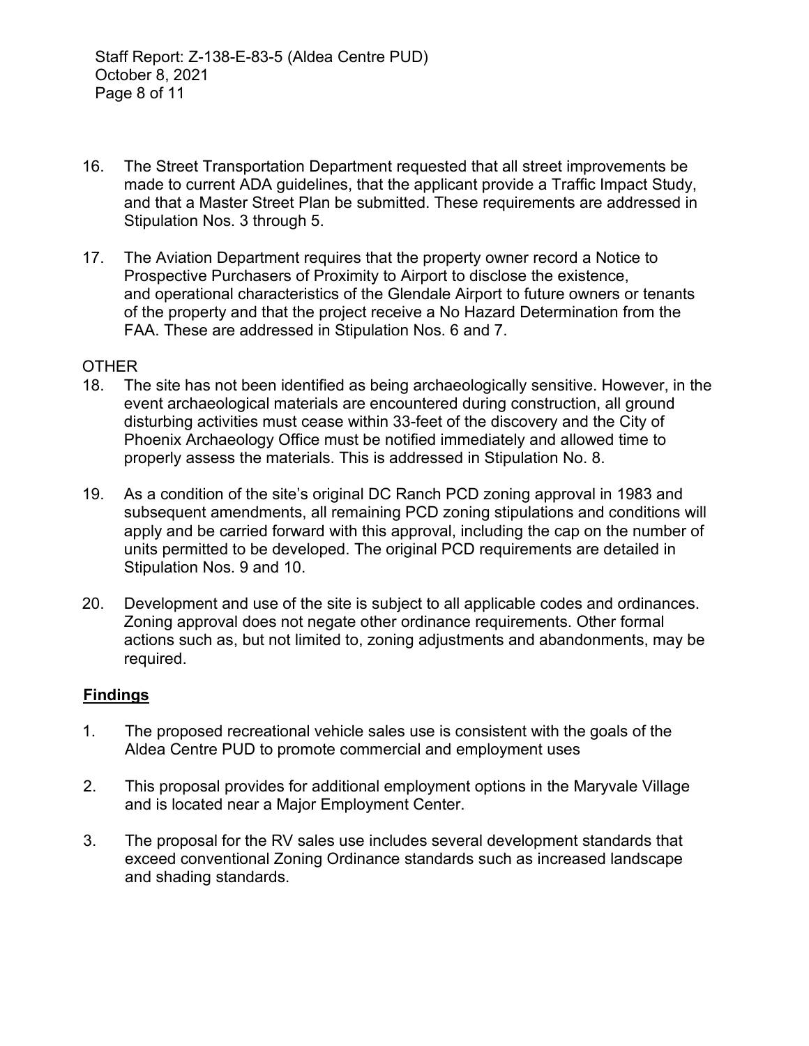16. The Street Transportation Department requested that all street improvements be made to current ADA guidelines, that the applicant provide a Traffic Impact Study, and that a Master Street Plan be submitted. These requirements are addressed in Stipulation Nos. 3 through 5.

17. The Aviation Department requires that the property owner record a Notice to Prospective Purchasers of Proximity to Airport to disclose the existence, and operational characteristics of the Glendale Airport to future owners or tenants of the property and that the project receive a No Hazard Determination from the FAA. These are addressed in Stipulation Nos. 6 and 7.

OTHER

18. The site has not been identified as being archaeologically sensitive. However, in the event archaeological materials are encountered during construction, all ground disturbing activities must cease within 33-feet of the discovery and the City of Phoenix Archaeology Office must be notified immediately and allowed time to properly assess the materials. This is addressed in Stipulation No. 8.

19. As a condition of the site's original DC Ranch PCD zoning approval in 1983 and subsequent amendments, all remaining PCD zoning stipulations and conditions will apply and be carried forward with this approval, including the cap on the number of units permitted to be developed. The original PCD requirements are detailed in Stipulation Nos. 9 and 10.

20. Development and use of the site is subject to all applicable codes and ordinances. Zoning approval does not negate other ordinance requirements. Other formal actions such as, but not limited to, zoning adjustments and abandonments, may be required.

## Findings

1. The proposed recreational vehicle sales use is consistent with the goals of the Aldea Centre PUD to promote commercial and employment uses

2. This proposal provides for additional employment options in the Maryvale Village and is located near a Major Employment Center.

3. The proposal for the RV sales use includes several development standards that exceed conventional Zoning Ordinance standards such as increased landscape and shading standards.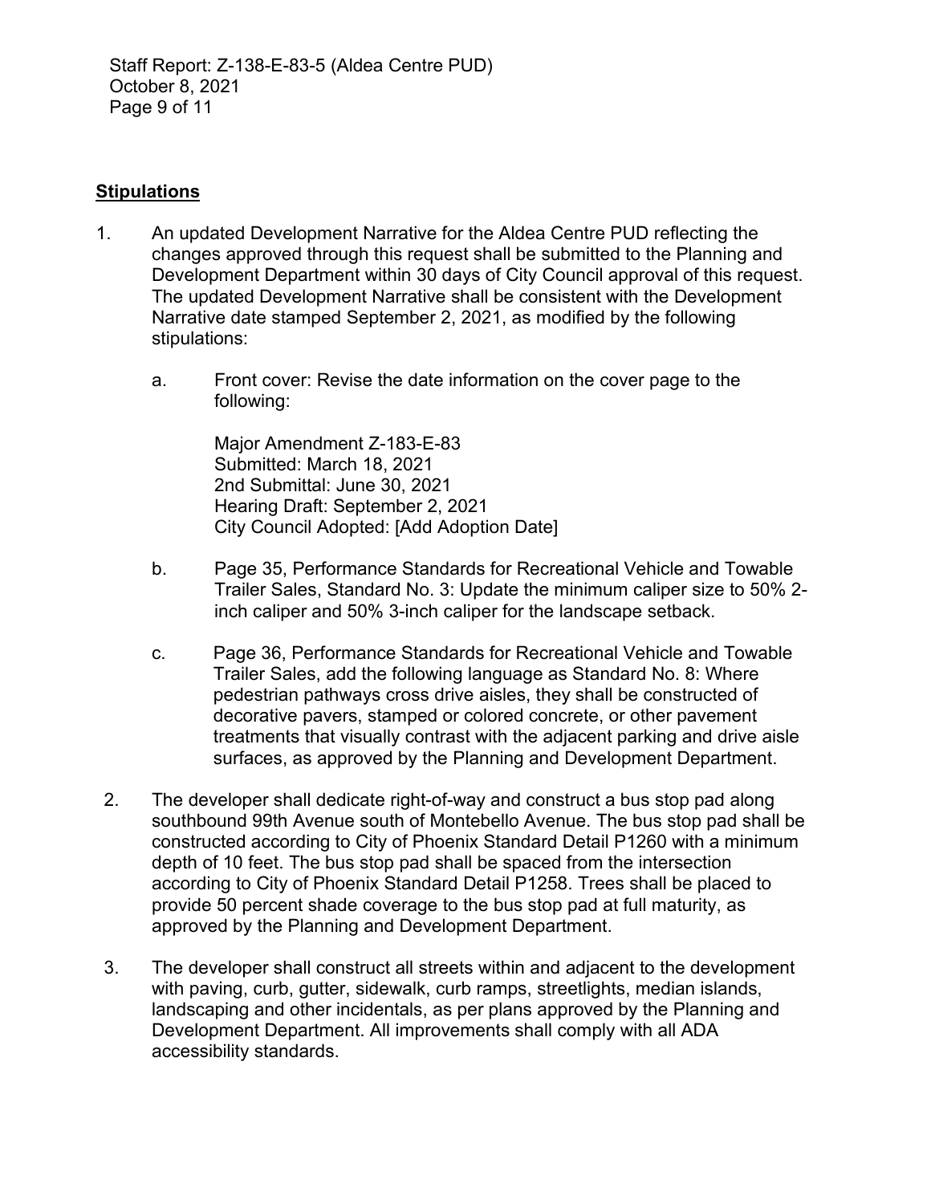## Stipulations

1. An updated Development Narrative for the Aldea Centre PUD reflecting the changes approved through this request shall be submitted to the Planning and Development Department within 30 days of City Council approval of this request. The updated Development Narrative shall be consistent with the Development Narrative date stamped September 2, 2021, as modified by the following stipulations:

   a. Front cover: Revise the date information on the cover page to the following:

      Major Amendment Z-183-E-83
      Submitted: March 18, 2021
      2nd Submittal: June 30, 2021
      Hearing Draft: September 2, 2021
      City Council Adopted: [Add Adoption Date]

   b. Page 35, Performance Standards for Recreational Vehicle and Towable Trailer Sales, Standard No. 3: Update the minimum caliper size to 50% 2-inch caliper and 50% 3-inch caliper for the landscape setback.

   c. Page 36, Performance Standards for Recreational Vehicle and Towable Trailer Sales, add the following language as Standard No. 8: Where pedestrian pathways cross drive aisles, they shall be constructed of decorative pavers, stamped or colored concrete, or other pavement treatments that visually contrast with the adjacent parking and drive aisle surfaces, as approved by the Planning and Development Department.

2. The developer shall dedicate right-of-way and construct a bus stop pad along southbound 99th Avenue south of Montebello Avenue. The bus stop pad shall be constructed according to City of Phoenix Standard Detail P1260 with a minimum depth of 10 feet. The bus stop pad shall be spaced from the intersection according to City of Phoenix Standard Detail P1258. Trees shall be placed to provide 50 percent shade coverage to the bus stop pad at full maturity, as approved by the Planning and Development Department.

3. The developer shall construct all streets within and adjacent to the development with paving, curb, gutter, sidewalk, curb ramps, streetlights, median islands, landscaping and other incidentals, as per plans approved by the Planning and Development Department. All improvements shall comply with all ADA accessibility standards.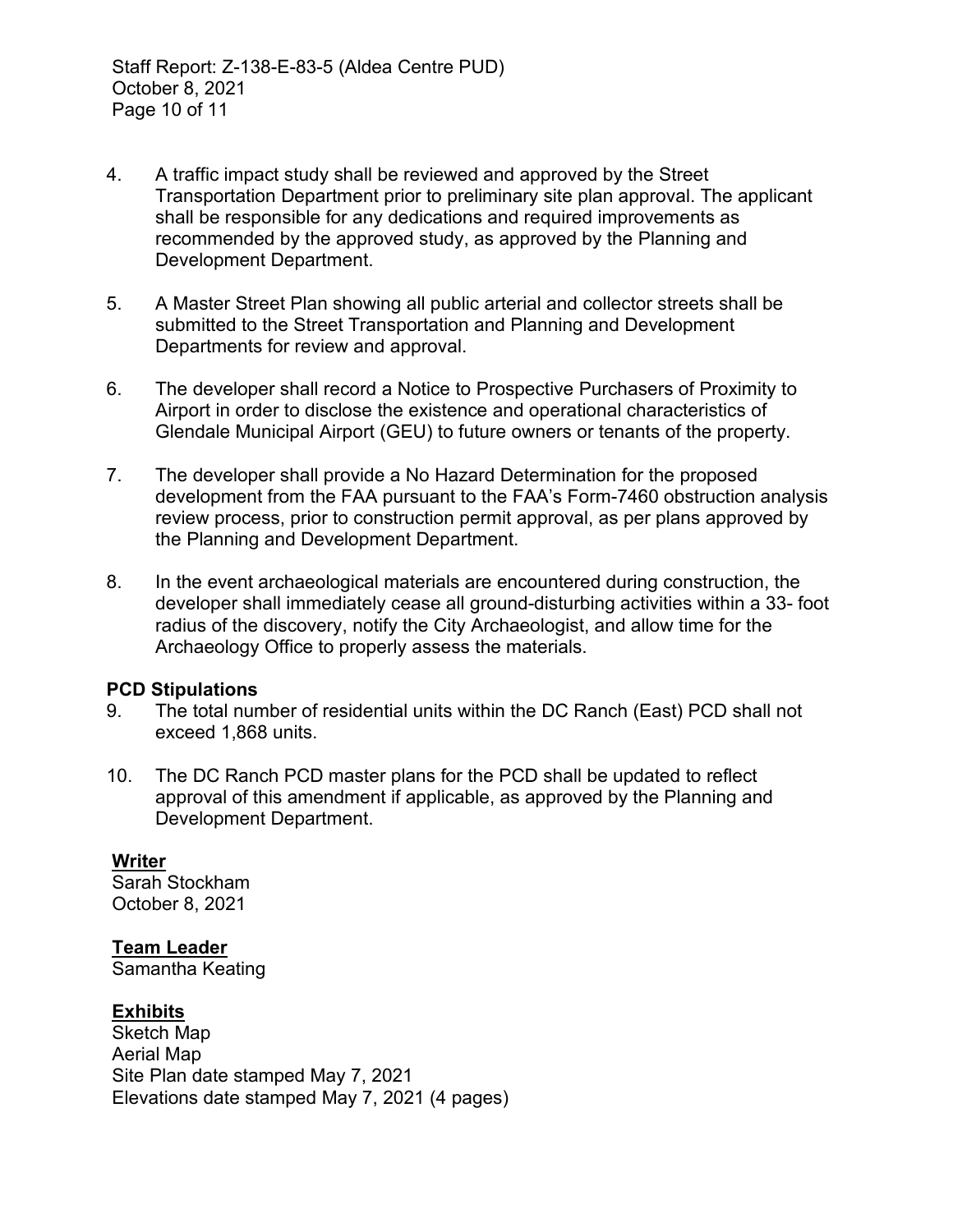4. A traffic impact study shall be reviewed and approved by the Street Transportation Department prior to preliminary site plan approval. The applicant shall be responsible for any dedications and required improvements as recommended by the approved study, as approved by the Planning and Development Department.

5. A Master Street Plan showing all public arterial and collector streets shall be submitted to the Street Transportation and Planning and Development Departments for review and approval.

6. The developer shall record a Notice to Prospective Purchasers of Proximity to Airport in order to disclose the existence and operational characteristics of Glendale Municipal Airport (GEU) to future owners or tenants of the property.

7. The developer shall provide a No Hazard Determination for the proposed development from the FAA pursuant to the FAA's Form-7460 obstruction analysis review process, prior to construction permit approval, as per plans approved by the Planning and Development Department.

8. In the event archaeological materials are encountered during construction, the developer shall immediately cease all ground-disturbing activities within a 33- foot radius of the discovery, notify the City Archaeologist, and allow time for the Archaeology Office to properly assess the materials.

**PCD Stipulations**

9. The total number of residential units within the DC Ranch (East) PCD shall not exceed 1,868 units.

10. The DC Ranch PCD master plans for the PCD shall be updated to reflect approval of this amendment if applicable, as approved by the Planning and Development Department.

**Writer**
Sarah Stockham
October 8, 2021

**Team Leader**
Samantha Keating

**Exhibits**
Sketch Map
Aerial Map
Site Plan date stamped May 7, 2021
Elevations date stamped May 7, 2021 (4 pages)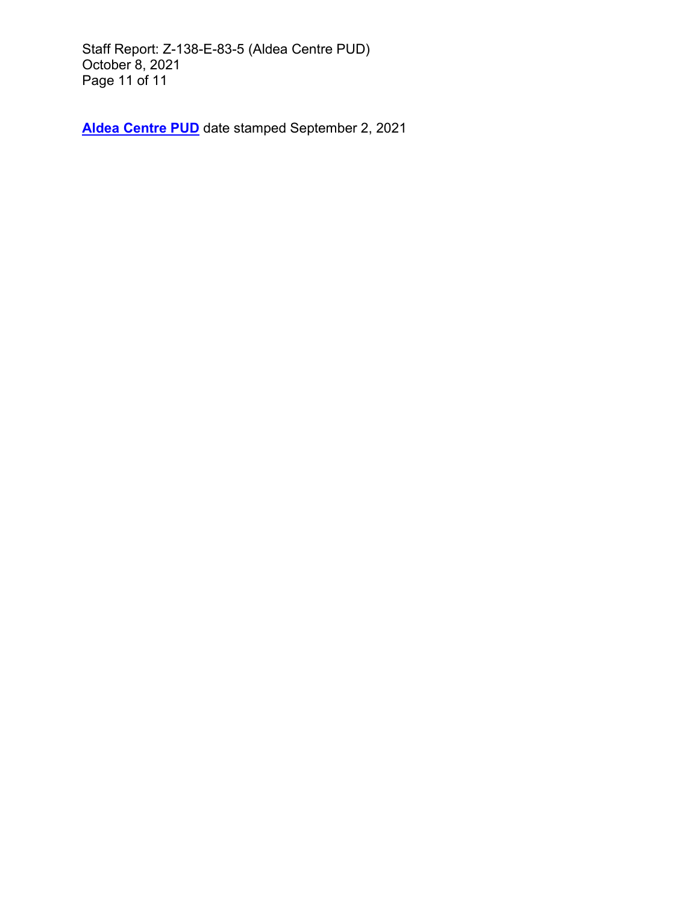**Aldea Centre PUD** date stamped September 2, 2021